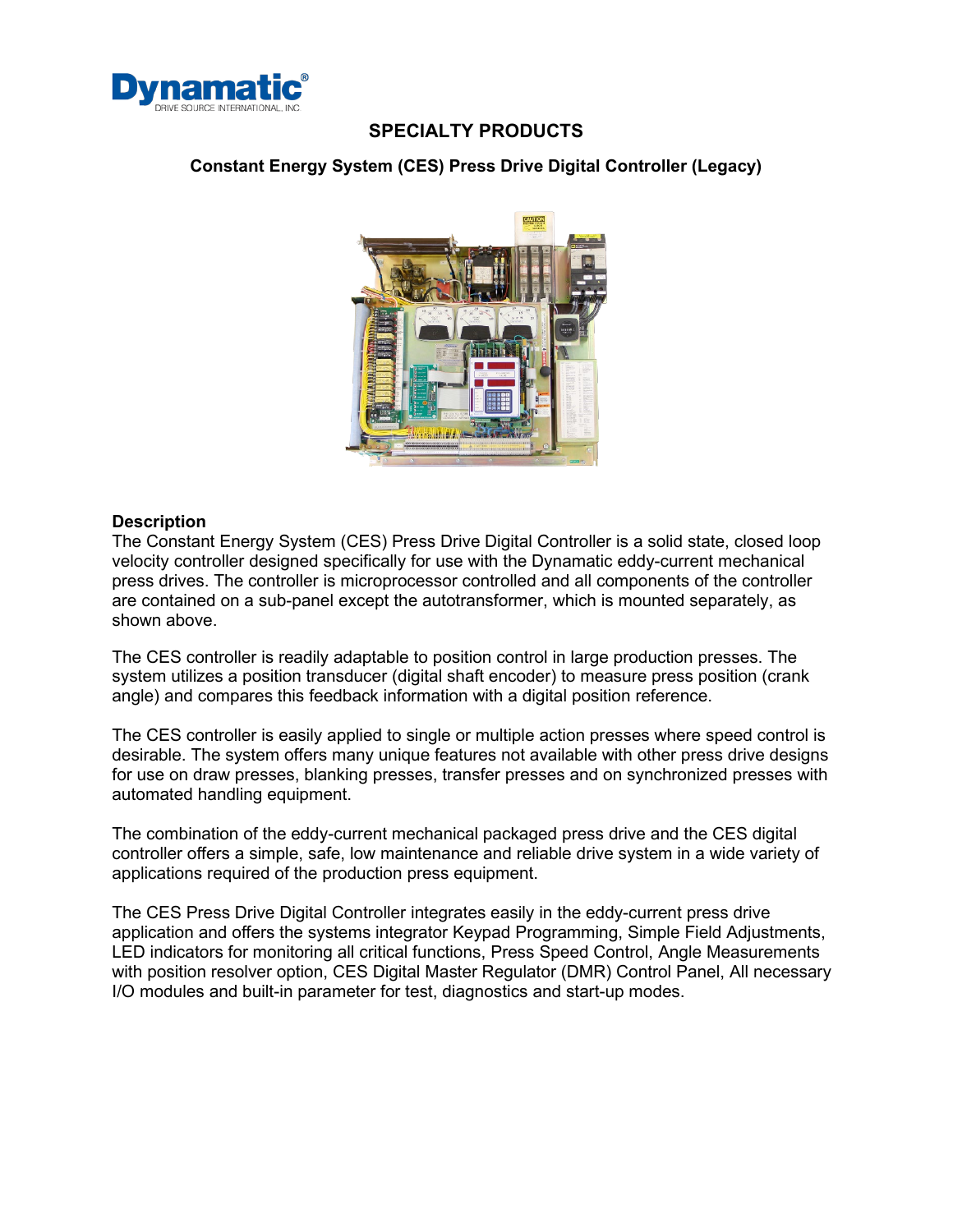Dynamatic®
DRIVE SOURCE INTERNATIONAL, INC

# SPECIALTY PRODUCTS

## Constant Energy System (CES) Press Drive Digital Controller (Legacy)

### Description

The Constant Energy System (CES) Press Drive Digital Controller is a solid state, closed loop velocity controller designed specifically for use with the Dynamatic eddy-current mechanical press drives. The controller is microprocessor controlled and all components of the controller are contained on a sub-panel except the autotransformer, which is mounted separately, as shown above.

The CES controller is readily adaptable to position control in large production presses. The system utilizes a position transducer (digital shaft encoder) to measure press position (crank angle) and compares this feedback information with a digital position reference.

The CES controller is easily applied to single or multiple action presses where speed control is desirable. The system offers many unique features not available with other press drive designs for use on draw presses, blanking presses, transfer presses and on synchronized presses with automated handling equipment.

The combination of the eddy-current mechanical packaged press drive and the CES digital controller offers a simple, safe, low maintenance and reliable drive system in a wide variety of applications required of the production press equipment.

The CES Press Drive Digital Controller integrates easily in the eddy-current press drive application and offers the systems integrator Keypad Programming, Simple Field Adjustments, LED indicators for monitoring all critical functions, Press Speed Control, Angle Measurements with position resolver option, CES Digital Master Regulator (DMR) Control Panel, All necessary I/O modules and built-in parameter for test, diagnostics and start-up modes.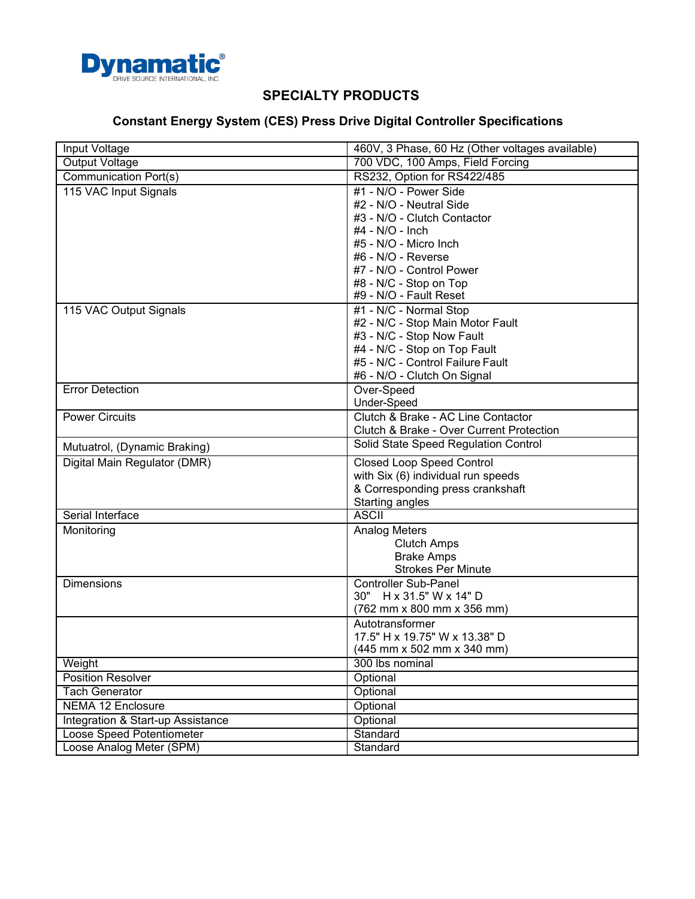Dynamatic®
DRIVE SOURCE INTERNATIONAL, INC

## SPECIALTY PRODUCTS

### Constant Energy System (CES) Press Drive Digital Controller Specifications

| | |
|---|---|
| Input Voltage | 460V, 3 Phase, 60 Hz (Other voltages available) |
| Output Voltage | 700 VDC, 100 Amps, Field Forcing |
| Communication Port(s) | RS232, Option for RS422/485 |
| 115 VAC Input Signals | #1 - N/O - Power Side<br>#2 - N/O - Neutral Side<br>#3 - N/O - Clutch Contactor<br>#4 - N/O - Inch<br>#5 - N/O - Micro Inch<br>#6 - N/O - Reverse<br>#7 - N/O - Control Power<br>#8 - N/C - Stop on Top<br>#9 - N/O - Fault Reset |
| 115 VAC Output Signals | #1 - N/C - Normal Stop<br>#2 - N/C - Stop Main Motor Fault<br>#3 - N/C - Stop Now Fault<br>#4 - N/C - Stop on Top Fault<br>#5 - N/C - Control Failure Fault<br>#6 - N/O - Clutch On Signal |
| Error Detection | Over-Speed<br>Under-Speed |
| Power Circuits | Clutch & Brake - AC Line Contactor<br>Clutch & Brake - Over Current Protection |
| Mutuatrol, (Dynamic Braking) | Solid State Speed Regulation Control |
| Digital Main Regulator (DMR) | Closed Loop Speed Control<br>with Six (6) individual run speeds<br>& Corresponding press crankshaft<br>Starting angles |
| Serial Interface | ASCII |
| Monitoring | Analog Meters<br>Clutch Amps<br>Brake Amps<br>Strokes Per Minute |
| Dimensions | Controller Sub-Panel<br>30" H x 31.5" W x 14" D<br>(762 mm x 800 mm x 356 mm) |
| | Autotransformer<br>17.5" H x 19.75" W x 13.38" D<br>(445 mm x 502 mm x 340 mm) |
| Weight | 300 lbs nominal |
| Position Resolver | Optional |
| Tach Generator | Optional |
| NEMA 12 Enclosure | Optional |
| Integration & Start-up Assistance | Optional |
| Loose Speed Potentiometer | Standard |
| Loose Analog Meter (SPM) | Standard |